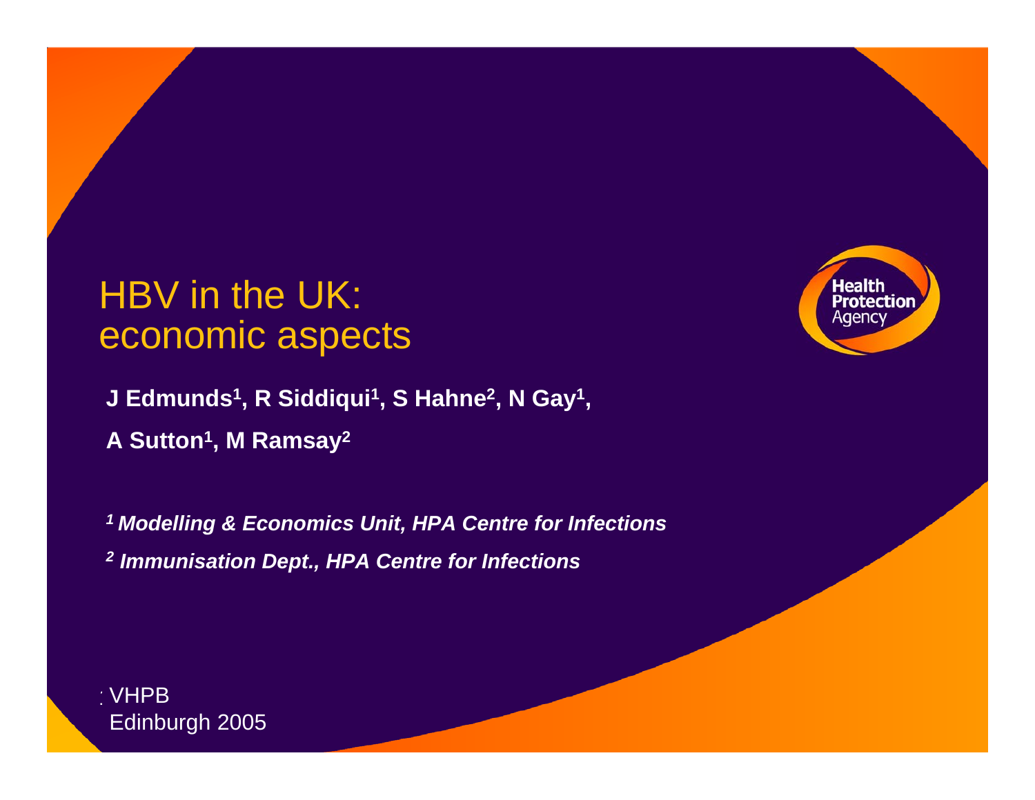# HBV in the UK: economic aspects

**J Edmunds[1], R Siddiqui[1], S Hahne[2], N Gay[1], A Sutton[1], M Ramsay[2]**

*[1] Modelling & Economics Unit, HPA Centre for Infections*

*[2] Immunisation Dept., HPA Centre for Infections*

VHPB
Edinburgh 2005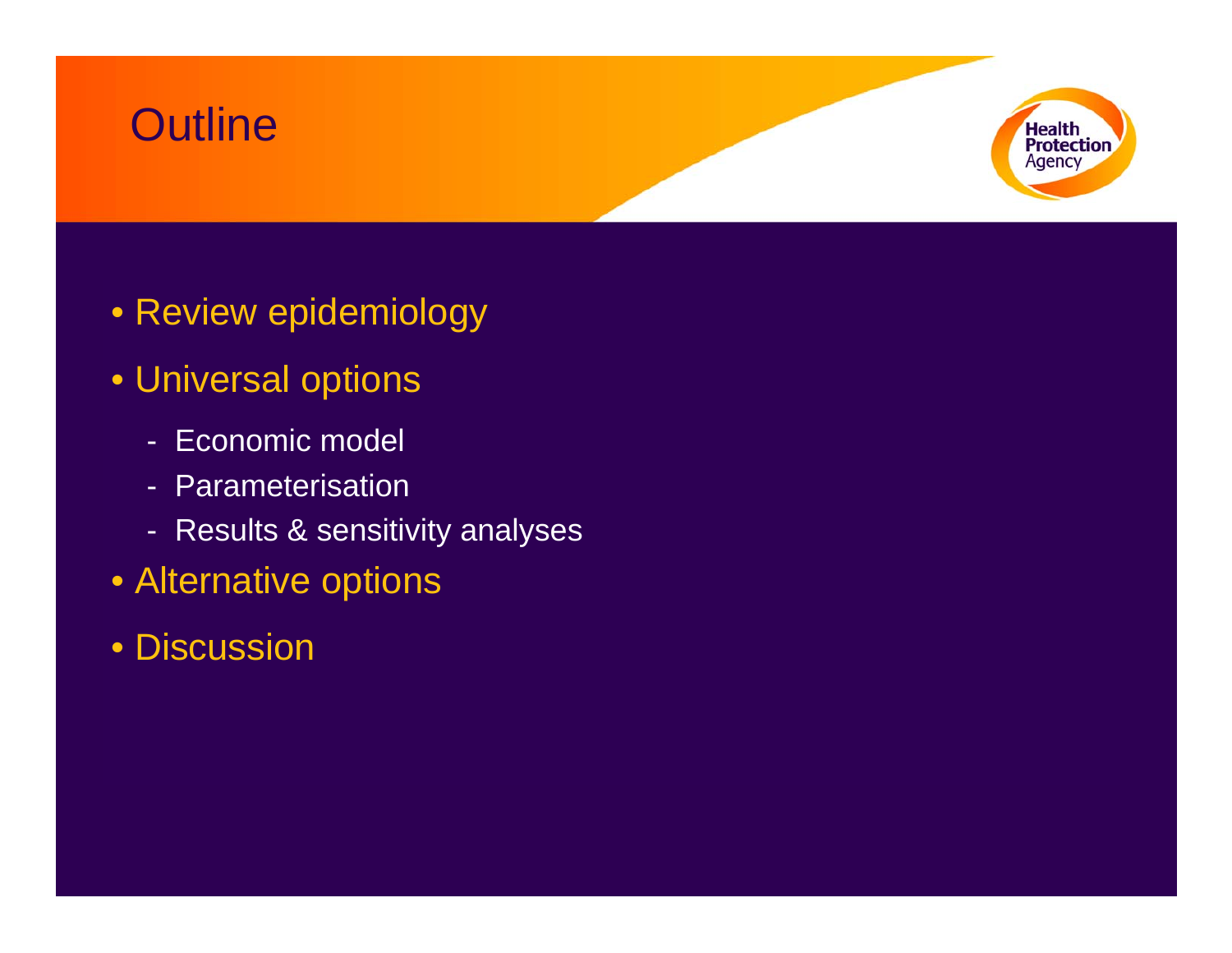# Outline

- Review epidemiology
- Universal options
  - Economic model
  - Parameterisation
  - Results & sensitivity analyses
- Alternative options
- Discussion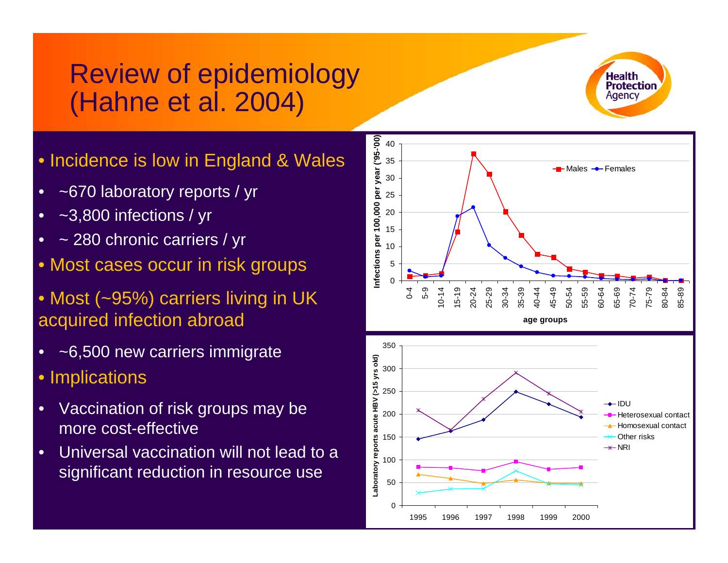# Review of epidemiology (Hahne et al. 2004)

- Incidence is low in England & Wales
  - ~670 laboratory reports / yr
  - ~3,800 infections / yr
  - ~ 280 chronic carriers / yr
- Most cases occur in risk groups
- Most (~95%) carriers living in UK acquired infection abroad
  - ~6,500 new carriers immigrate
- Implications
  - Vaccination of risk groups may be more cost-effective
  - Universal vaccination will not lead to a significant reduction in resource use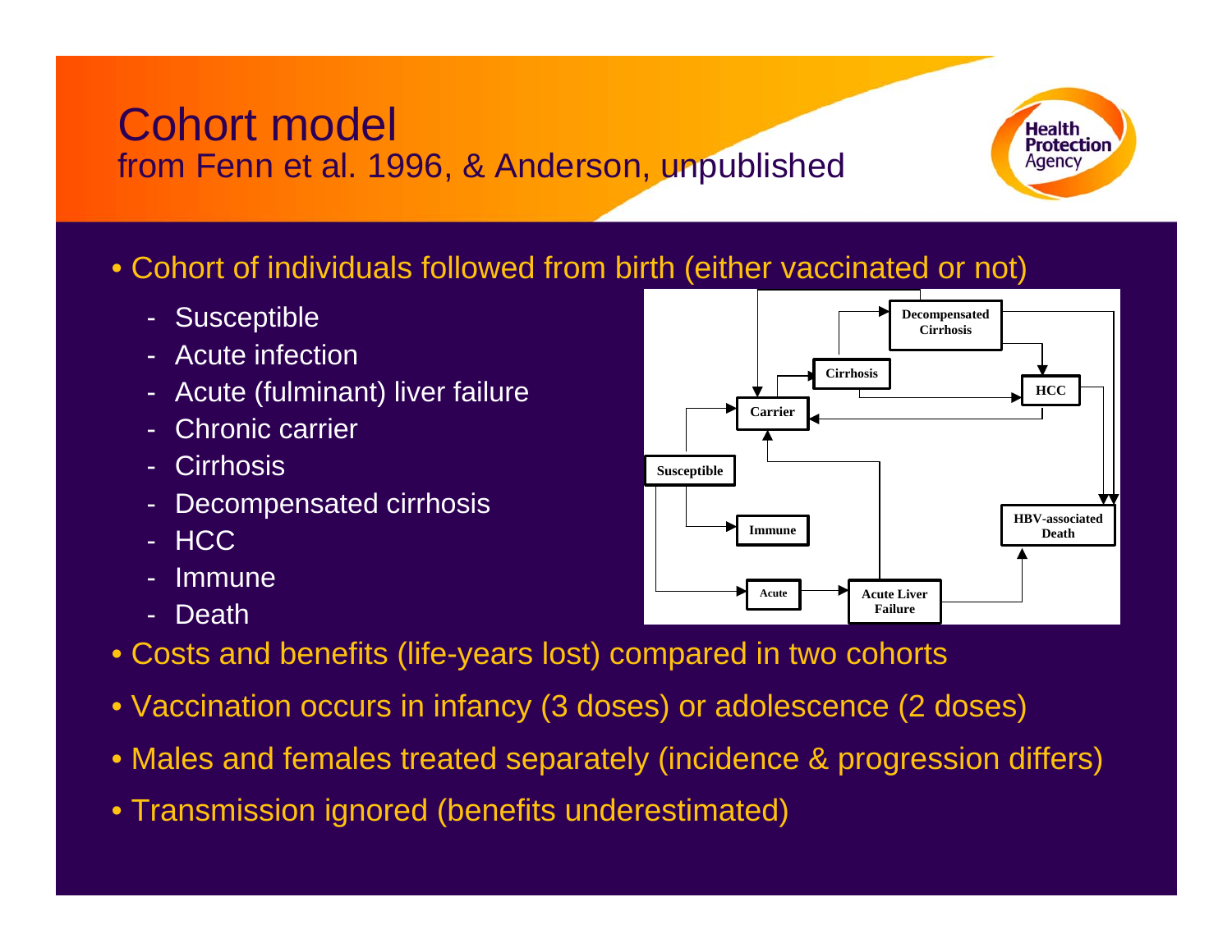# Cohort model
from Fenn et al. 1996, & Anderson, unpublished

- Cohort of individuals followed from birth (either vaccinated or not)
  - Susceptible
  - Acute infection
  - Acute (fulminant) liver failure
  - Chronic carrier
  - Cirrhosis
  - Decompensated cirrhosis
  - HCC
  - Immune
  - Death
- Costs and benefits (life-years lost) compared in two cohorts
- Vaccination occurs in infancy (3 doses) or adolescence (2 doses)
- Males and females treated separately (incidence & progression differs)
- Transmission ignored (benefits underestimated)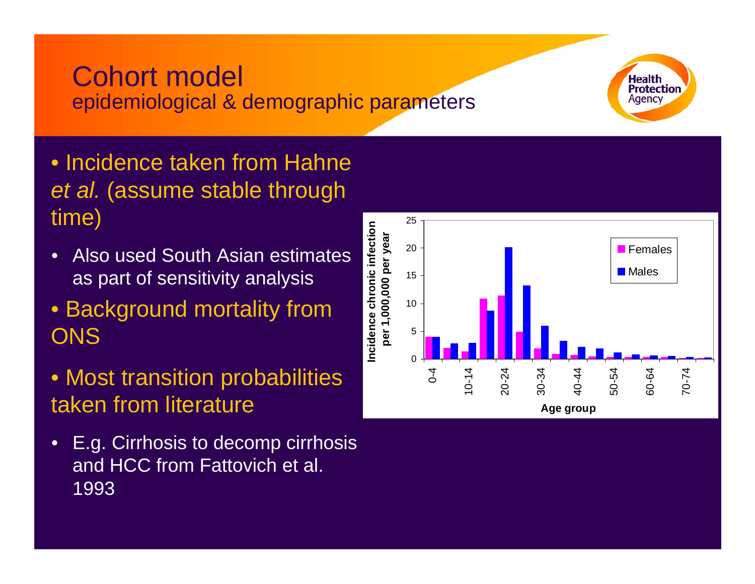# Cohort model

## epidemiological & demographic parameters

- Incidence taken from Hahne *et al.* (assume stable through time)
  - Also used South Asian estimates as part of sensitivity analysis
- Background mortality from ONS
- Most transition probabilities taken from literature
  - E.g. Cirrhosis to decomp cirrhosis and HCC from Fattovich et al. 1993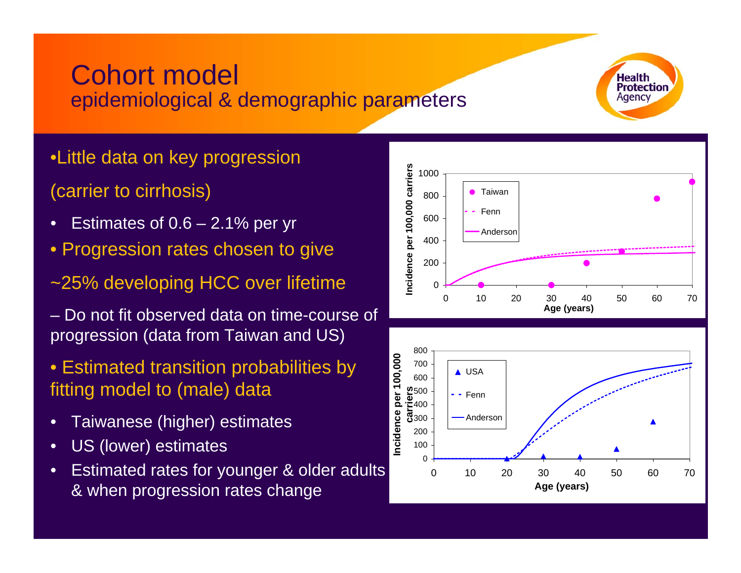# Cohort model

## epidemiological & demographic parameters

- Little data on key progression (carrier to cirrhosis)
  - Estimates of 0.6 – 2.1% per yr
- Progression rates chosen to give ~25% developing HCC over lifetime
  - Do not fit observed data on time-course of progression (data from Taiwan and US)
- Estimated transition probabilities by fitting model to (male) data
  - Taiwanese (higher) estimates
  - US (lower) estimates
  - Estimated rates for younger & older adults & when progression rates change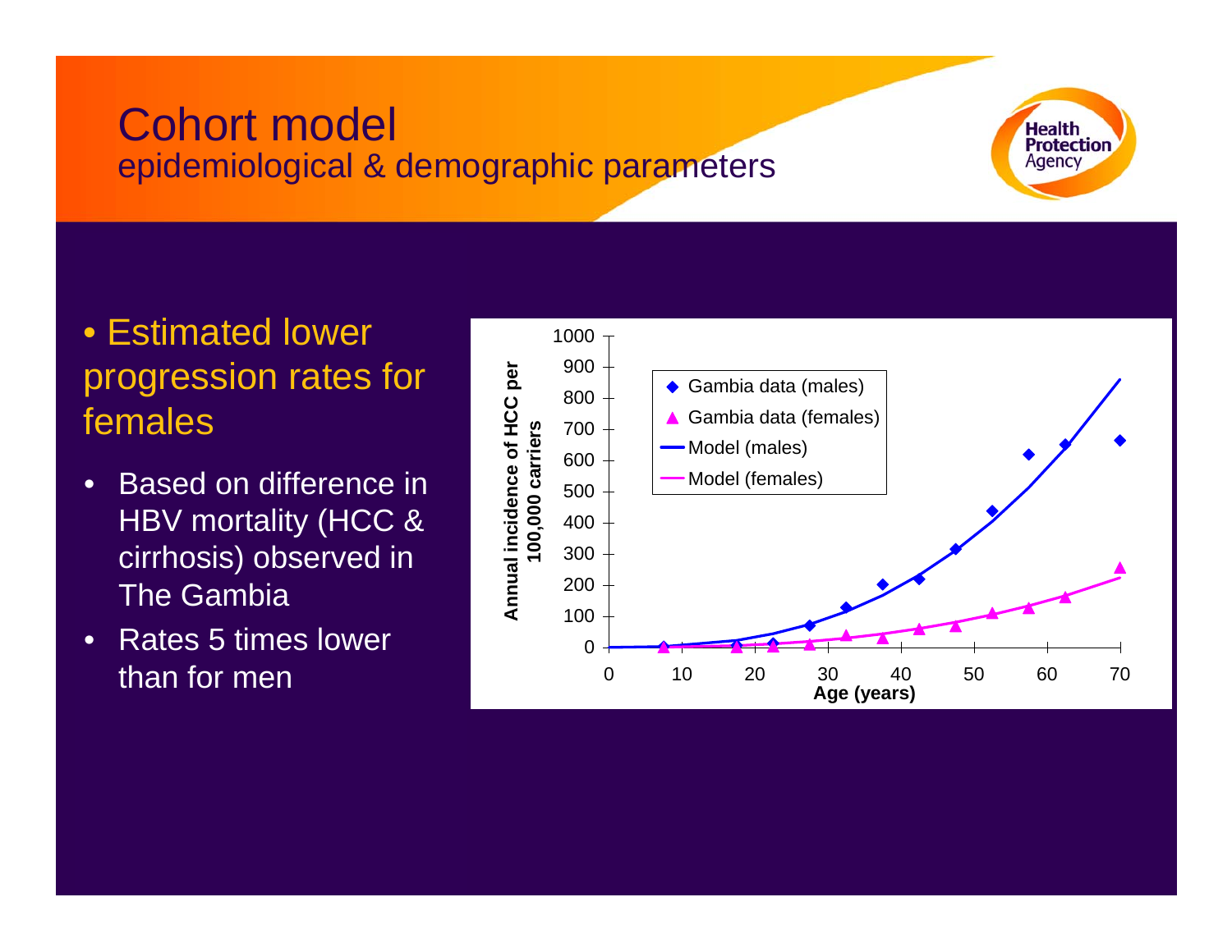# Cohort model

## epidemiological & demographic parameters

- Estimated lower progression rates for females
  - Based on difference in HBV mortality (HCC & cirrhosis) observed in The Gambia
  - Rates 5 times lower than for men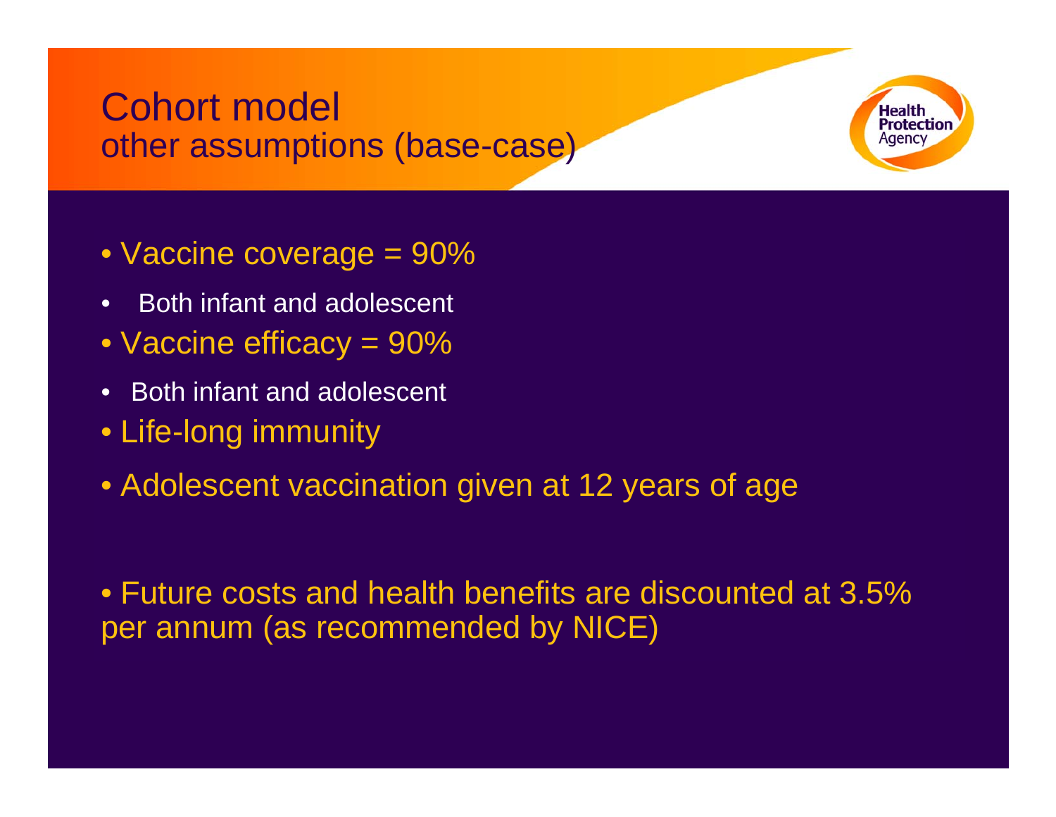# Cohort model
## other assumptions (base-case)

- Vaccine coverage = 90%
  - Both infant and adolescent
- Vaccine efficacy = 90%
  - Both infant and adolescent
- Life-long immunity
- Adolescent vaccination given at 12 years of age

- Future costs and health benefits are discounted at 3.5% per annum (as recommended by NICE)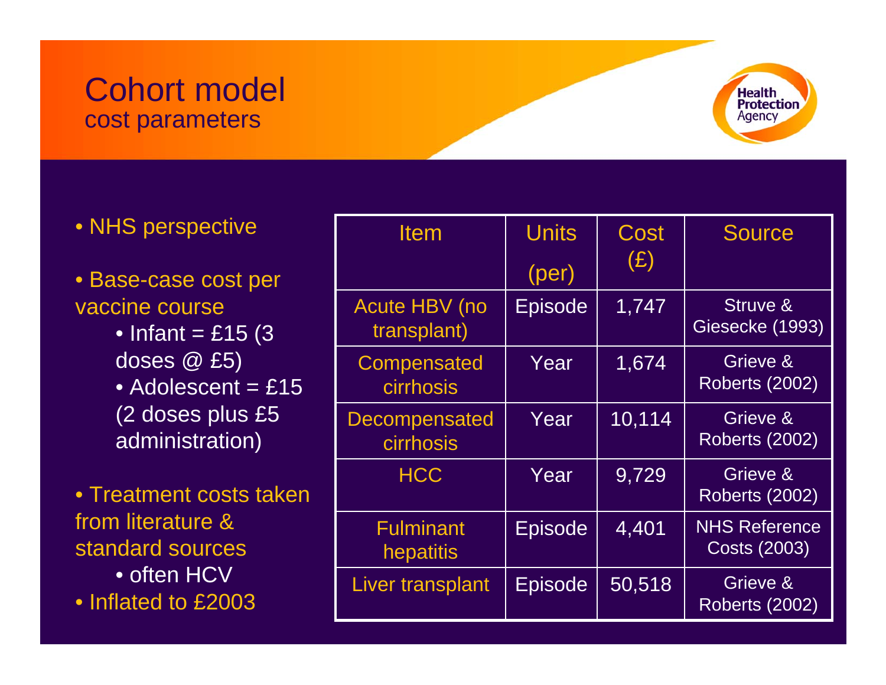# Cohort model

## cost parameters

- NHS perspective
- Base-case cost per vaccine course
  - Infant = £15 (3 doses @ £5)
  - Adolescent = £15 (2 doses plus £5 administration)
- Treatment costs taken from literature & standard sources
  - often HCV
- Inflated to £2003

| Item | Units (per) | Cost (£) | Source |
|---|---|---|---|
| Acute HBV (no transplant) | Episode | 1,747 | Struve & Giesecke (1993) |
| Compensated cirrhosis | Year | 1,674 | Grieve & Roberts (2002) |
| Decompensated cirrhosis | Year | 10,114 | Grieve & Roberts (2002) |
| HCC | Year | 9,729 | Grieve & Roberts (2002) |
| Fulminant hepatitis | Episode | 4,401 | NHS Reference Costs (2003) |
| Liver transplant | Episode | 50,518 | Grieve & Roberts (2002) |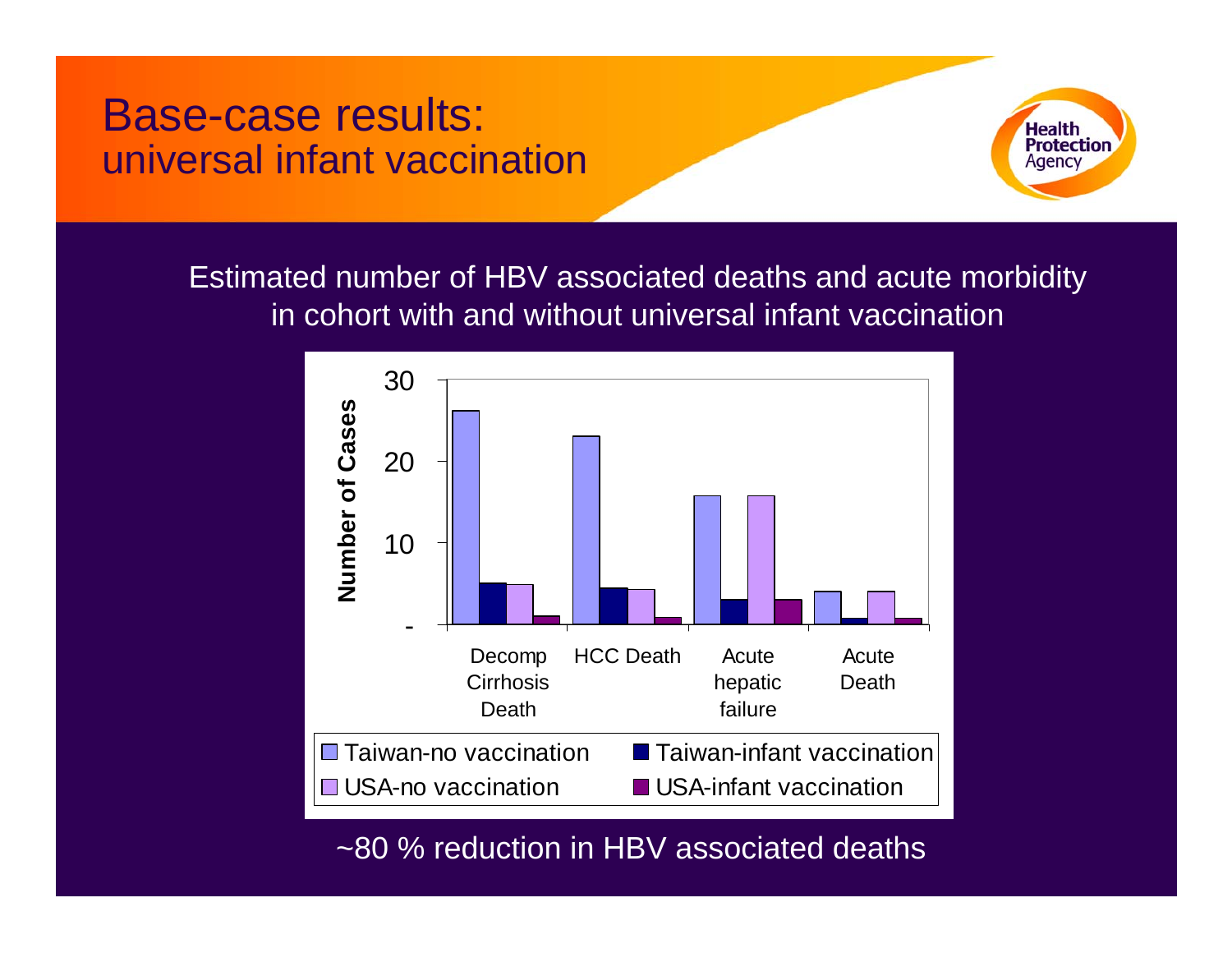# Base-case results:
## universal infant vaccination

Estimated number of HBV associated deaths and acute morbidity in cohort with and without universal infant vaccination

| Number of Cases | Taiwan-no vaccination | Taiwan-infant vaccination | USA-no vaccination | USA-infant vaccination |
|---|---|---|---|---|
| Decomp Cirrhosis Death | ~26 | ~5 | ~5 | ~1 |
| HCC Death | ~23 | ~4.5 | ~4.3 | ~0.9 |
| Acute hepatic failure | ~15.8 | ~3 | ~15.8 | ~3 |
| Acute Death | ~4 | ~0.7 | ~4 | ~0.7 |

~80 % reduction in HBV associated deaths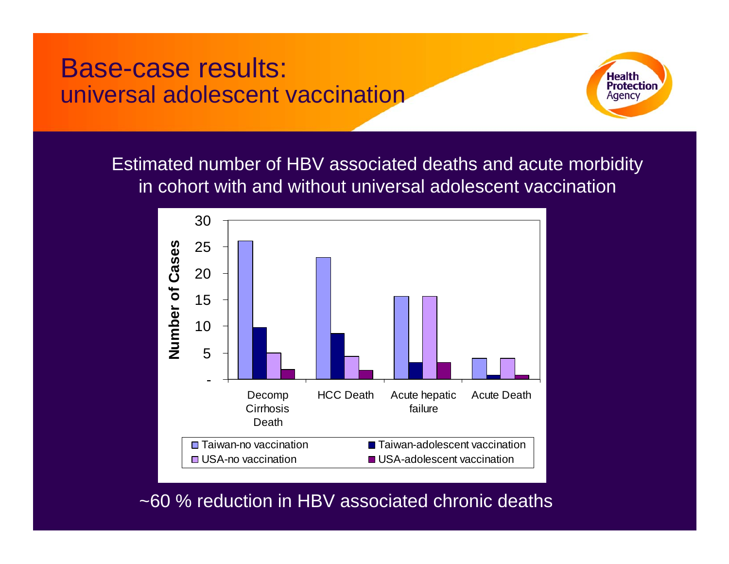# Base-case results:
## universal adolescent vaccination

Estimated number of HBV associated deaths and acute morbidity in cohort with and without universal adolescent vaccination

Number of Cases

| | Taiwan-no vaccination | Taiwan-adolescent vaccination | USA-no vaccination | USA-adolescent vaccination |
|---|---|---|---|---|
| Decomp Cirrhosis Death | ~26 | ~10 | ~5 | ~2 |
| HCC Death | ~23 | ~9 | ~4 | ~2 |
| Acute hepatic failure | ~16 | ~3 | ~16 | ~3 |
| Acute Death | ~4 | ~1 | ~4 | ~1 |

~60 % reduction in HBV associated chronic deaths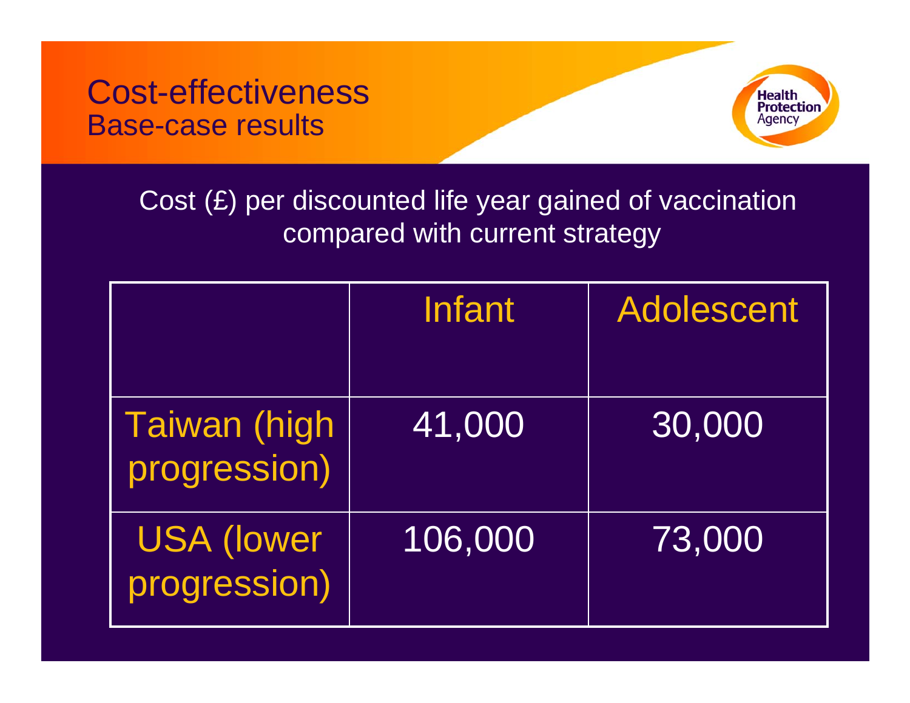# Cost-effectiveness
## Base-case results

Cost (£) per discounted life year gained of vaccination compared with current strategy

| | Infant | Adolescent |
|---|---|---|
| Taiwan (high progression) | 41,000 | 30,000 |
| USA (lower progression) | 106,000 | 73,000 |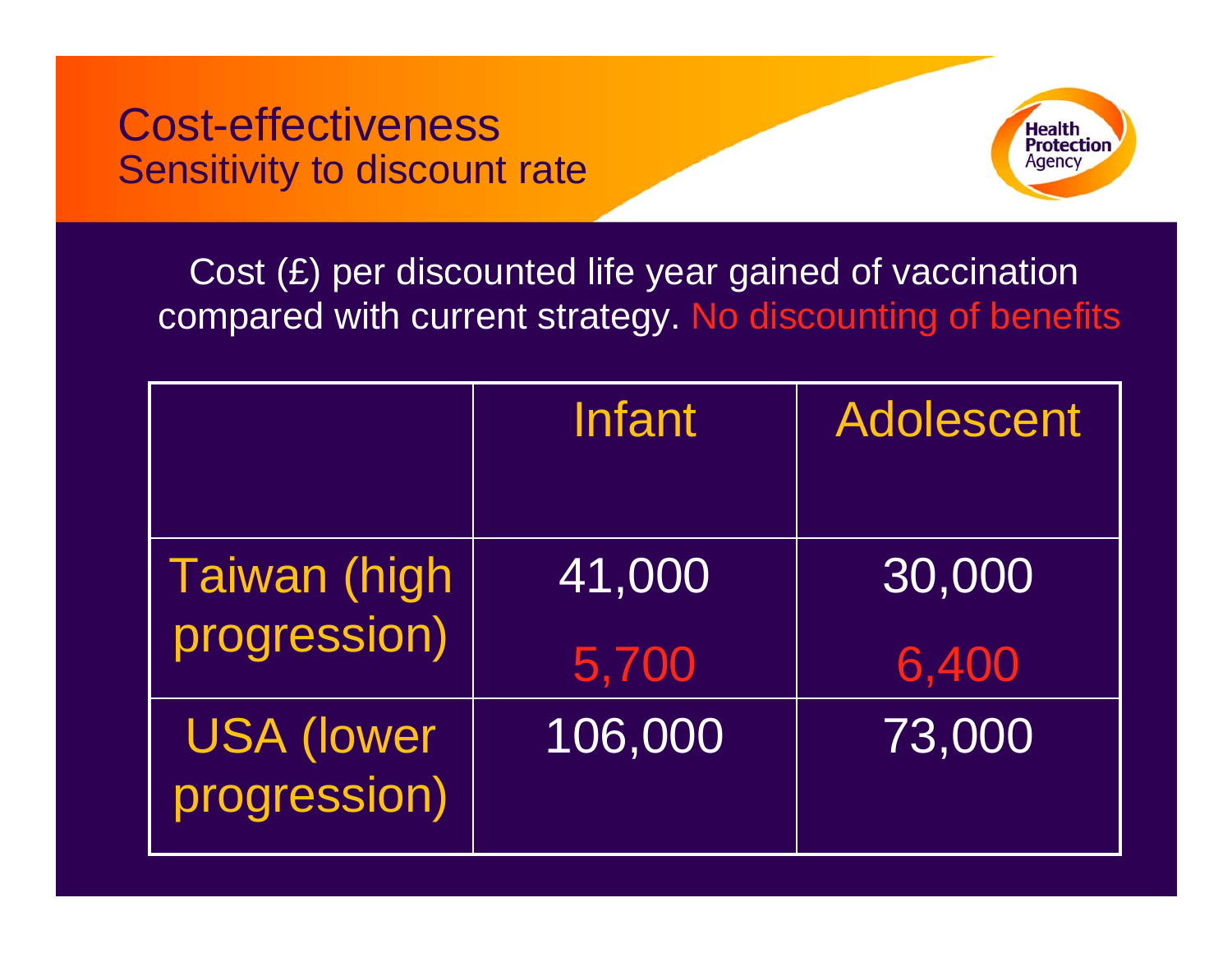# Cost-effectiveness

## Sensitivity to discount rate

Cost (£) per discounted life year gained of vaccination compared with current strategy. No discounting of benefits

| | Infant | Adolescent |
|---|---|---|
| Taiwan (high progression) | 41,000<br>5,700 | 30,000<br>6,400 |
| USA (lower progression) | 106,000 | 73,000 |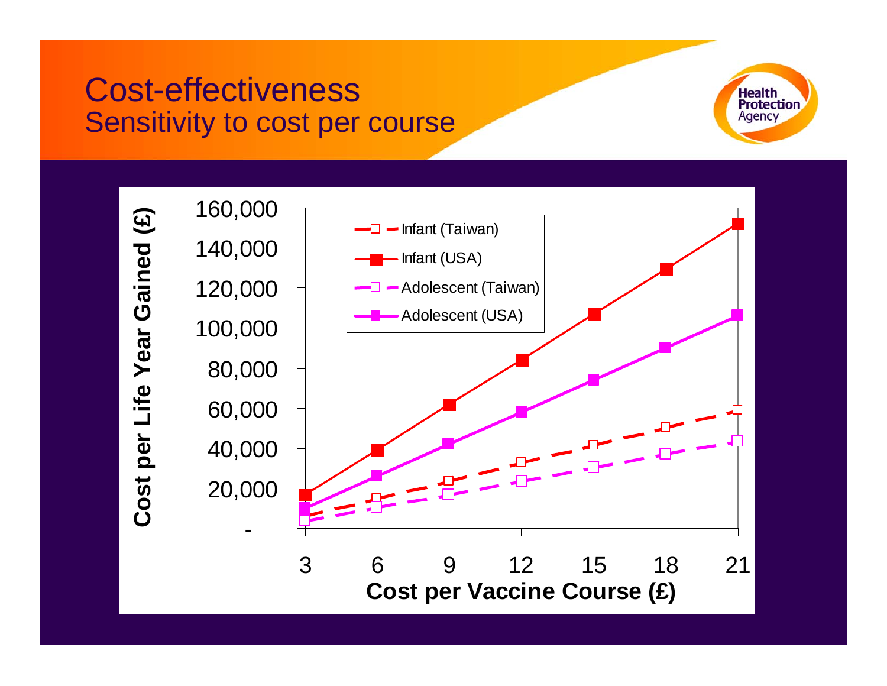# Cost-effectiveness

## Sensitivity to cost per course

Cost per Life Year Gained (£)

160,000
140,000
120,000
100,000
80,000
60,000
40,000
20,000
-

3 6 9 12 15 18 21

Cost per Vaccine Course (£)

- Infant (Taiwan)
- Infant (USA)
- Adolescent (Taiwan)
- Adolescent (USA)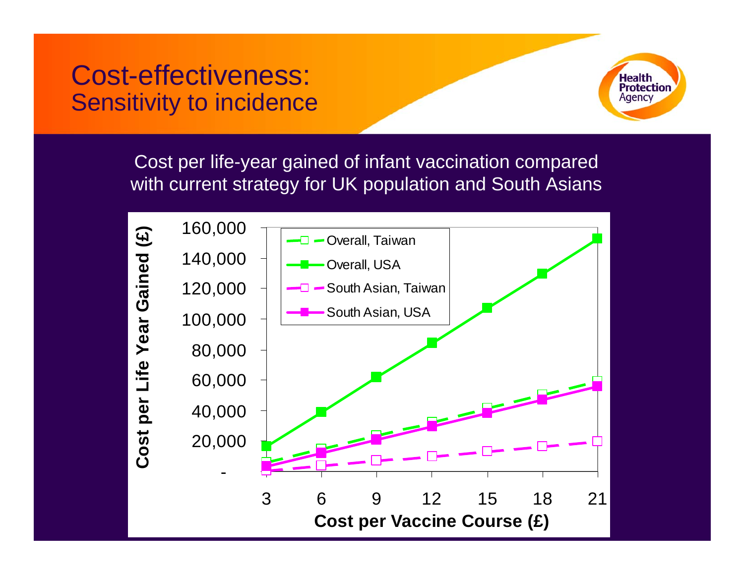# Cost-effectiveness:
## Sensitivity to incidence

Cost per life-year gained of infant vaccination compared with current strategy for UK population and South Asians

Cost per Life Year Gained (£)

160,000
140,000
120,000
100,000
80,000
60,000
40,000
20,000
-

3 6 9 12 15 18 21

Cost per Vaccine Course (£)

Overall, Taiwan
Overall, USA
South Asian, Taiwan
South Asian, USA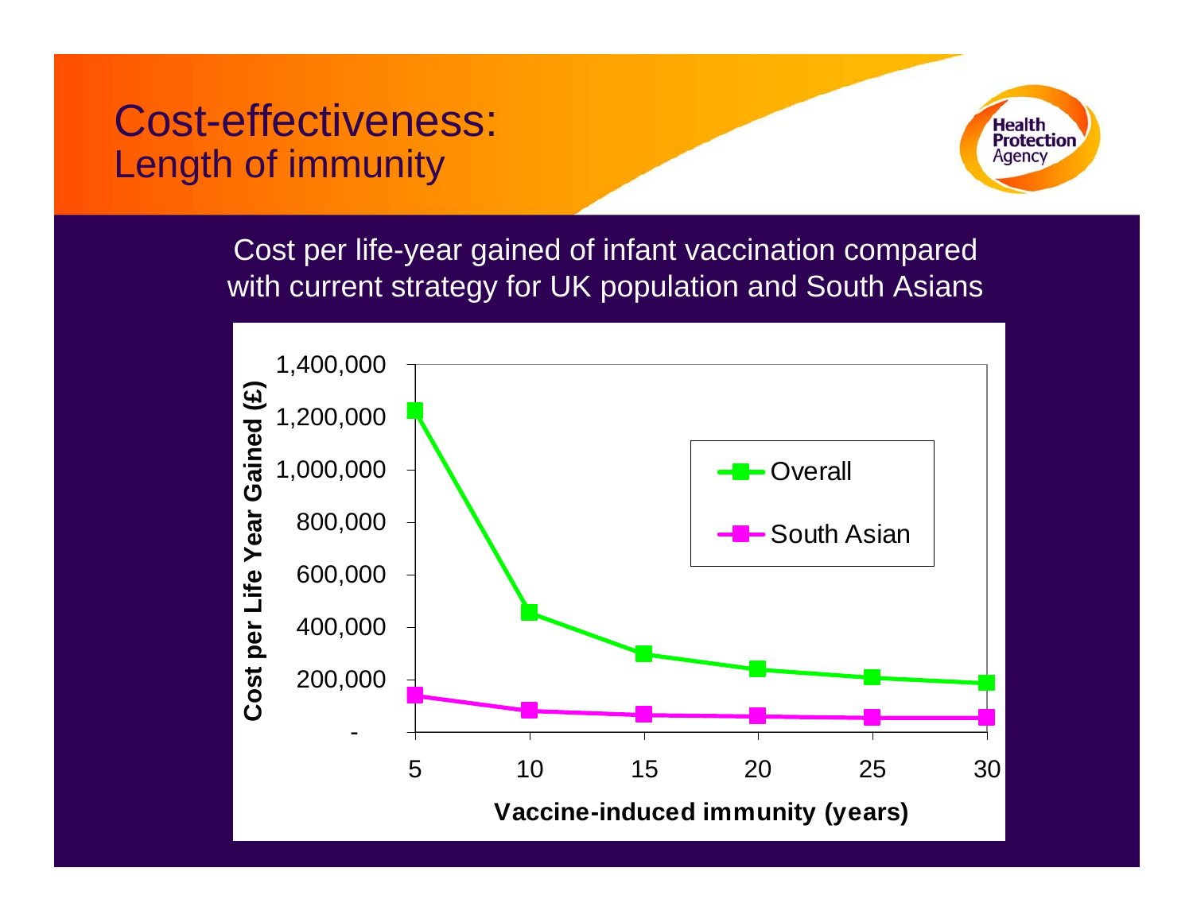# Cost-effectiveness:
## Length of immunity

Cost per life-year gained of infant vaccination compared with current strategy for UK population and South Asians

Cost per Life Year Gained (£)

1,400,000
1,200,000
1,000,000
800,000
600,000
400,000
200,000
-

5 10 15 20 25 30

Vaccine-induced immunity (years)

Overall

South Asian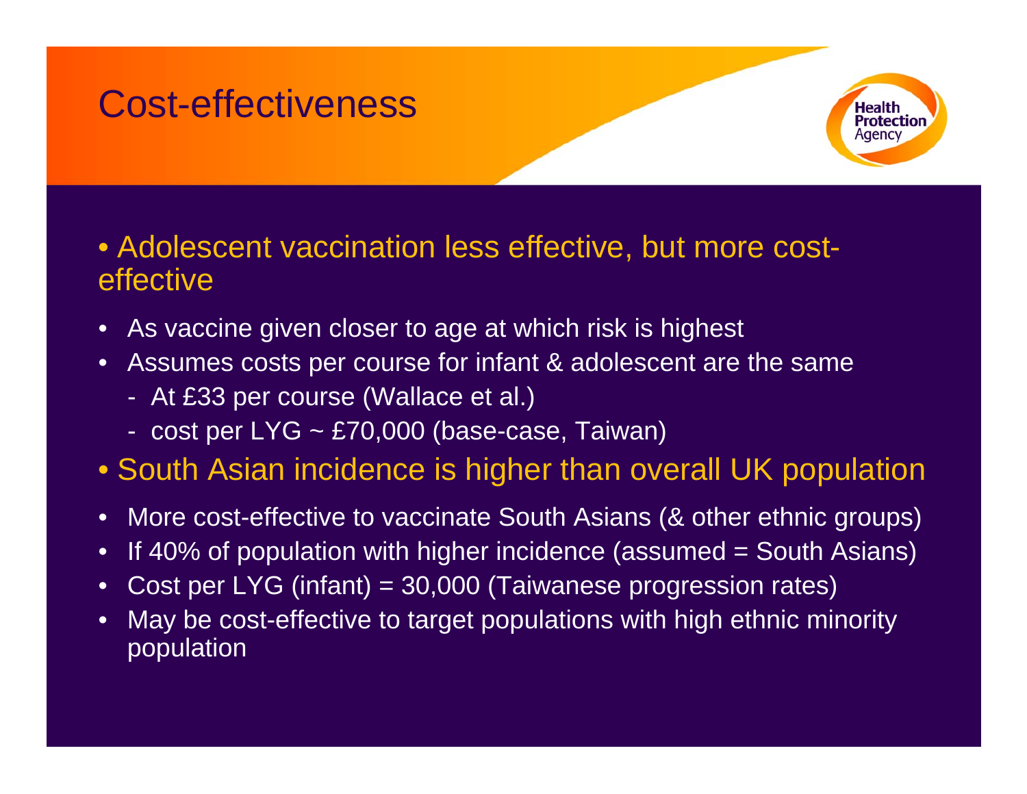# Cost-effectiveness

- Adolescent vaccination less effective, but more cost-effective
  - As vaccine given closer to age at which risk is highest
  - Assumes costs per course for infant & adolescent are the same
    - At £33 per course (Wallace et al.)
    - cost per LYG ~ £70,000 (base-case, Taiwan)
- South Asian incidence is higher than overall UK population
  - More cost-effective to vaccinate South Asians (& other ethnic groups)
  - If 40% of population with higher incidence (assumed = South Asians)
  - Cost per LYG (infant) = 30,000 (Taiwanese progression rates)
  - May be cost-effective to target populations with high ethnic minority population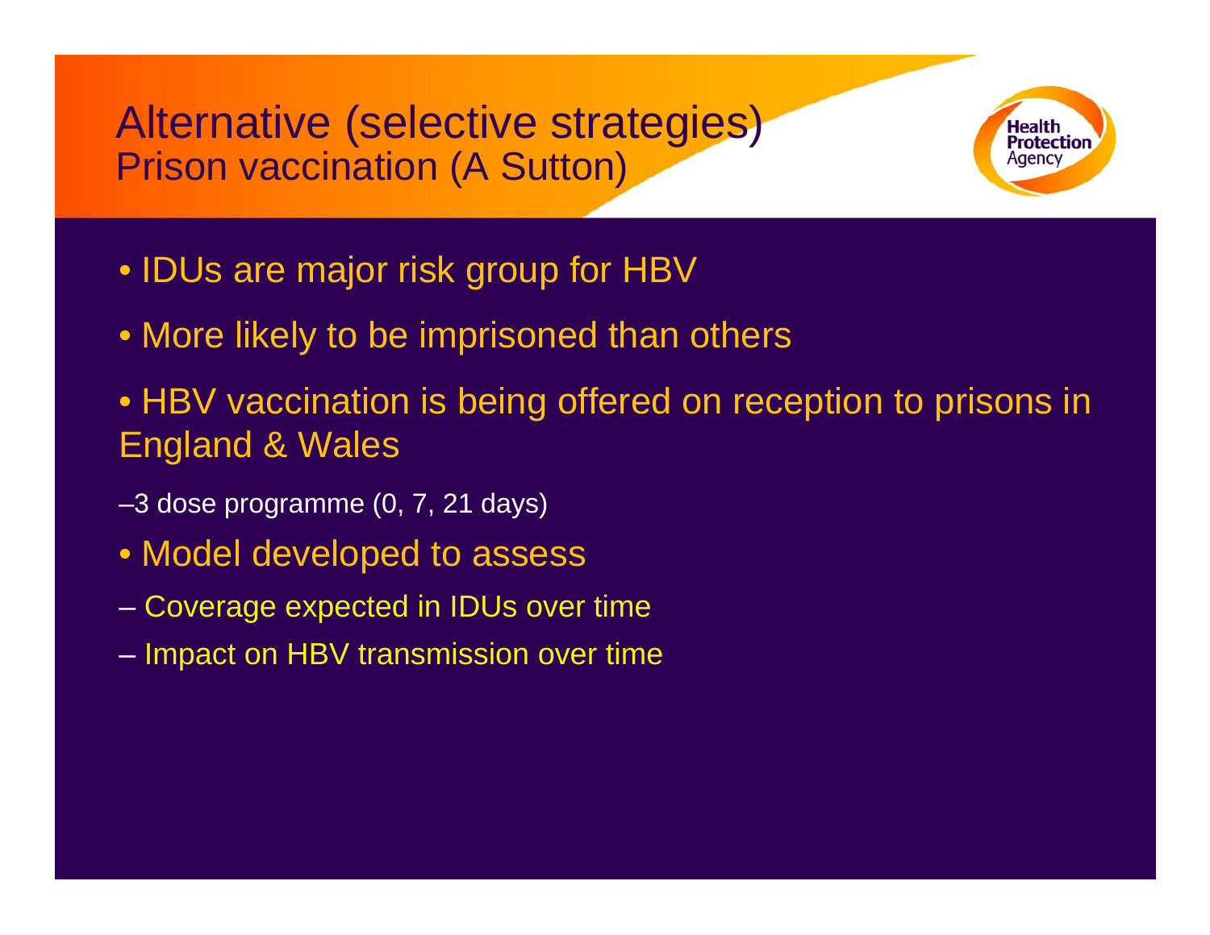# Alternative (selective strategies)
## Prison vaccination (A Sutton)

- IDUs are major risk group for HBV
- More likely to be imprisoned than others
- HBV vaccination is being offered on reception to prisons in England & Wales
  - –3 dose programme (0, 7, 21 days)
- Model developed to assess
  - – Coverage expected in IDUs over time
  - – Impact on HBV transmission over time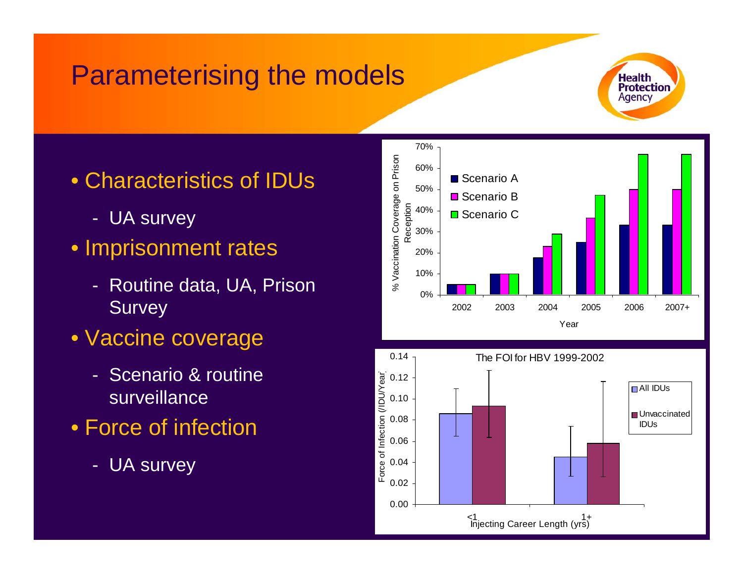# Parameterising the models

- Characteristics of IDUs
  - UA survey
- Imprisonment rates
  - Routine data, UA, Prison Survey
- Vaccine coverage
  - Scenario & routine surveillance
- Force of infection
  - UA survey

% Vaccination Coverage on Prison Reception

| Year | Scenario A | Scenario B | Scenario C |
|---|---|---|---|
| 2002 | 5% | 5% | 5% |
| 2003 | 10% | 10% | 10% |
| 2004 | 18% | 23% | 29% |
| 2005 | 25% | 37% | 47% |
| 2006 | 33% | 50% | 67% |
| 2007+ | 33% | 50% | 67% |

The FOI for HBV 1999-2002

Force of Infection (/IDU/Year)

| Injecting Career Length (yrs) | All IDUs | Unvaccinated IDUs |
|---|---|---|
| <1 | 0.086 | 0.093 |
| 1+ | 0.045 | 0.058 |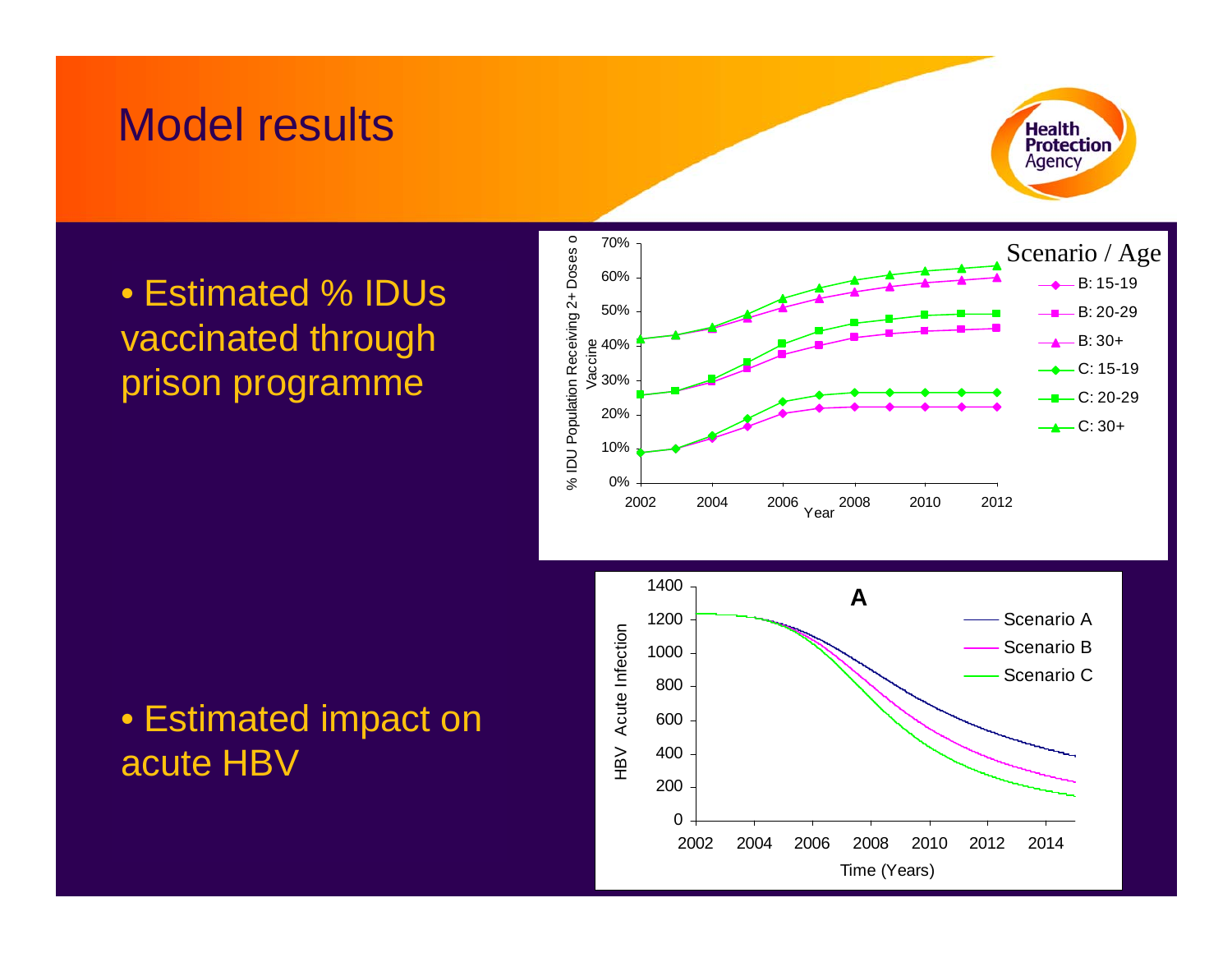# Model results

- Estimated % IDUs vaccinated through prison programme

- Estimated impact on acute HBV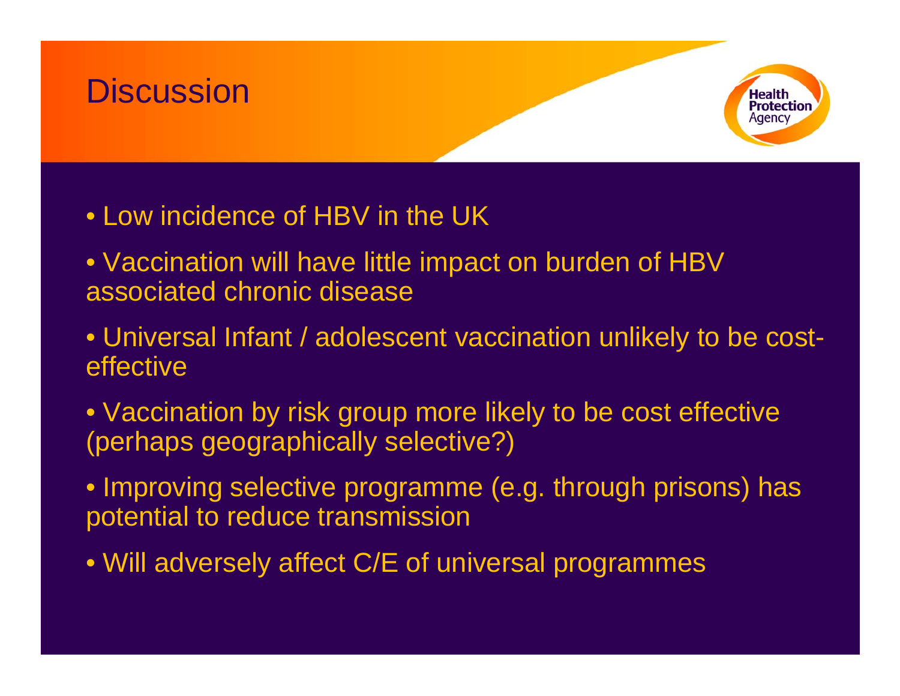# Discussion

- Low incidence of HBV in the UK
- Vaccination will have little impact on burden of HBV associated chronic disease
- Universal Infant / adolescent vaccination unlikely to be cost-effective
- Vaccination by risk group more likely to be cost effective (perhaps geographically selective?)
- Improving selective programme (e.g. through prisons) has potential to reduce transmission
- Will adversely affect C/E of universal programmes